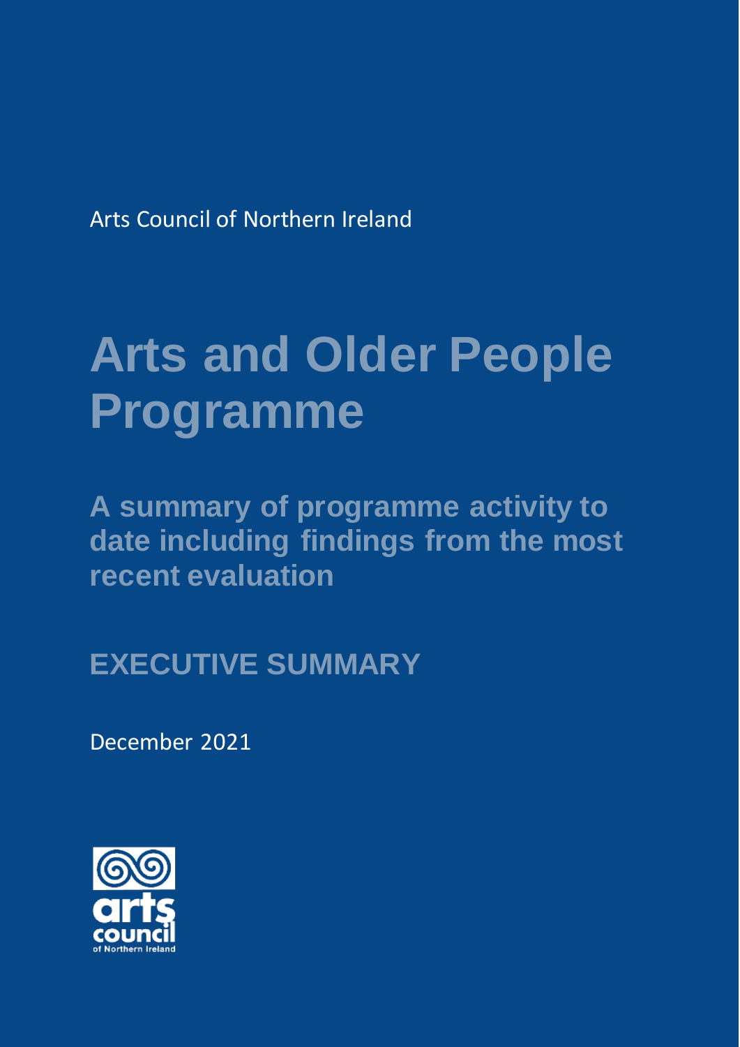Arts Council of Northern Ireland

# Arts and Older People Programme

## A summary of programme activity to date including findings from the most recent evaluation

## EXECUTIVE SUMMARY

December 2021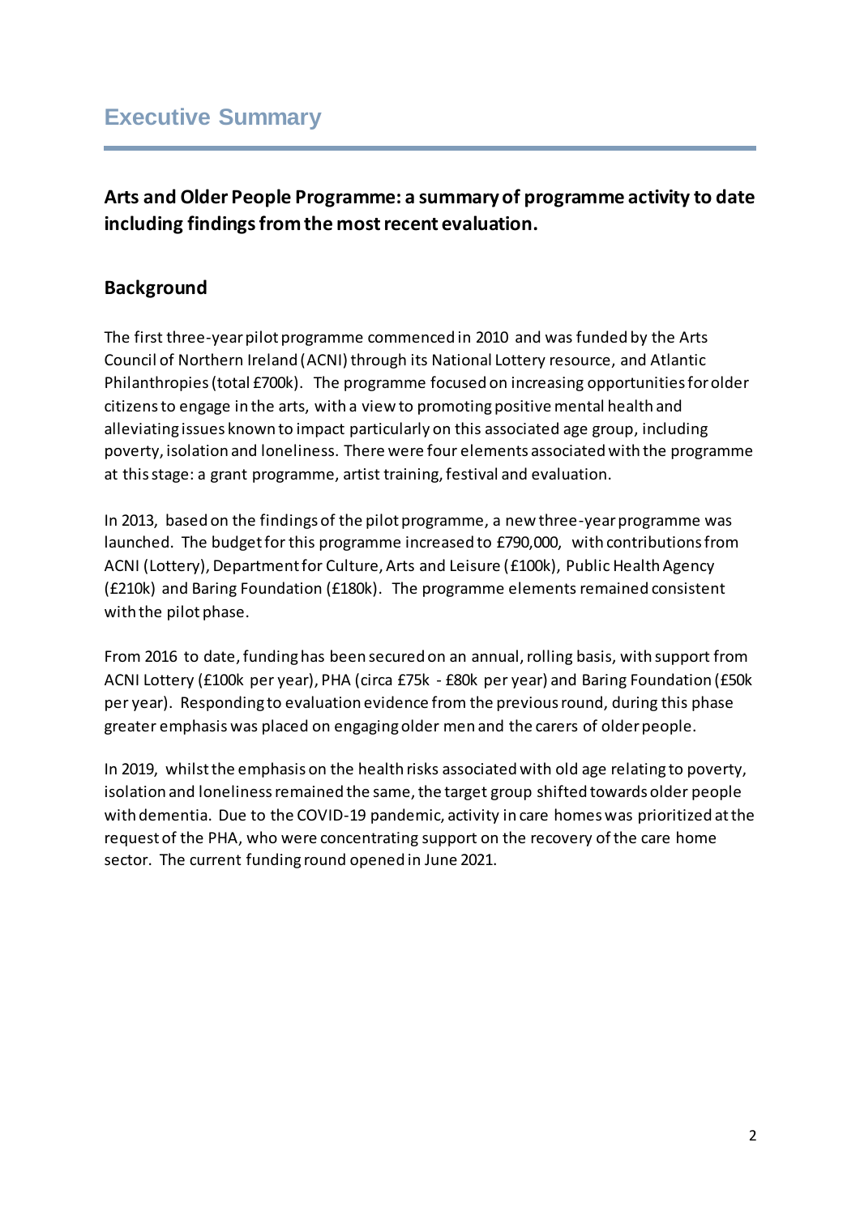# Executive Summary

## Arts and Older People Programme: a summary of programme activity to date including findings from the most recent evaluation.

### Background

The first three-year pilot programme commenced in 2010 and was funded by the Arts Council of Northern Ireland (ACNI) through its National Lottery resource, and Atlantic Philanthropies (total £700k). The programme focused on increasing opportunities for older citizens to engage in the arts, with a view to promoting positive mental health and alleviating issues known to impact particularly on this associated age group, including poverty, isolation and loneliness. There were four elements associated with the programme at this stage: a grant programme, artist training, festival and evaluation.

In 2013, based on the findings of the pilot programme, a new three-year programme was launched. The budget for this programme increased to £790,000, with contributions from ACNI (Lottery), Department for Culture, Arts and Leisure (£100k), Public Health Agency (£210k) and Baring Foundation (£180k). The programme elements remained consistent with the pilot phase.

From 2016 to date, funding has been secured on an annual, rolling basis, with support from ACNI Lottery (£100k per year), PHA (circa £75k - £80k per year) and Baring Foundation (£50k per year). Responding to evaluation evidence from the previous round, during this phase greater emphasis was placed on engaging older men and the carers of older people.

In 2019, whilst the emphasis on the health risks associated with old age relating to poverty, isolation and loneliness remained the same, the target group shifted towards older people with dementia. Due to the COVID-19 pandemic, activity in care homes was prioritized at the request of the PHA, who were concentrating support on the recovery of the care home sector. The current funding round opened in June 2021.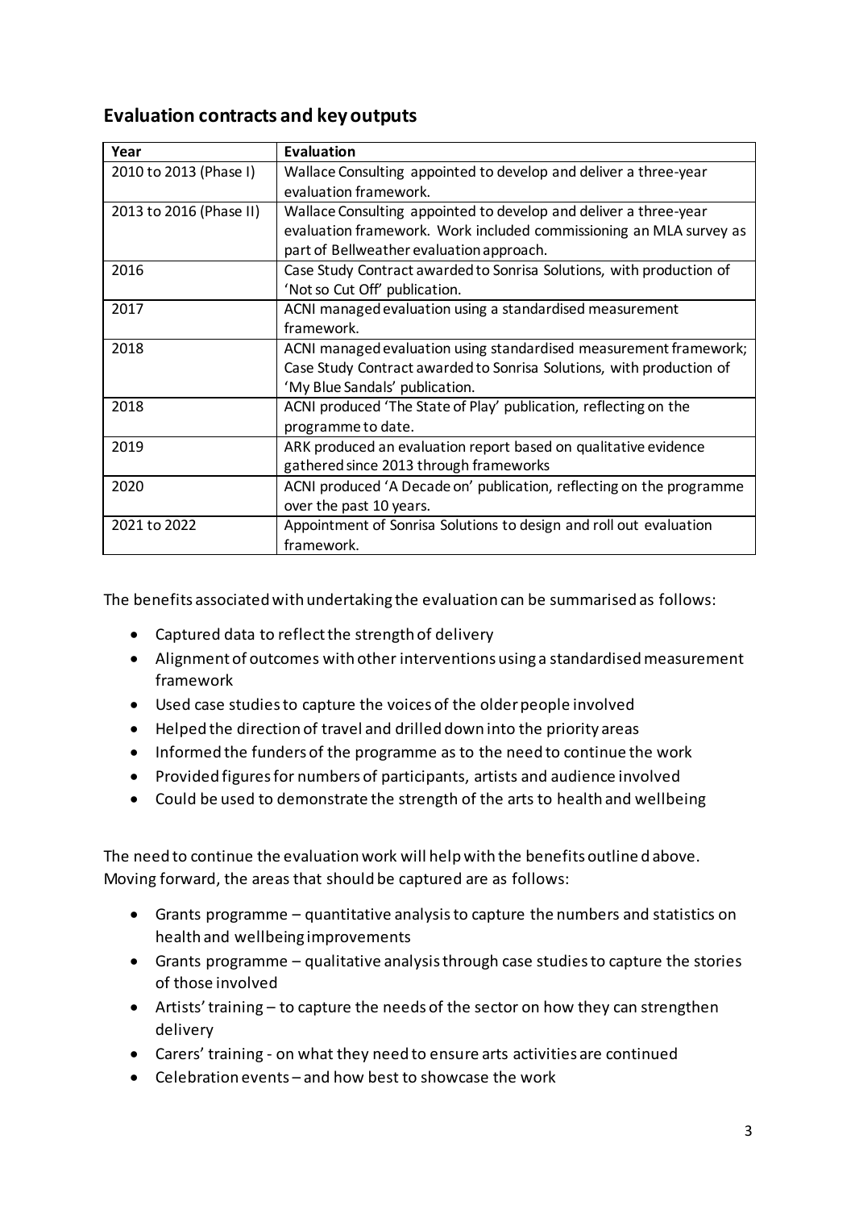## Evaluation contracts and key outputs

| Year | Evaluation |
| --- | --- |
| 2010 to 2013 (Phase I) | Wallace Consulting appointed to develop and deliver a three-year evaluation framework. |
| 2013 to 2016 (Phase II) | Wallace Consulting appointed to develop and deliver a three-year evaluation framework. Work included commissioning an MLA survey as part of Bellweather evaluation approach. |
| 2016 | Case Study Contract awarded to Sonrisa Solutions, with production of 'Not so Cut Off' publication. |
| 2017 | ACNI managed evaluation using a standardised measurement framework. |
| 2018 | ACNI managed evaluation using standardised measurement framework; Case Study Contract awarded to Sonrisa Solutions, with production of 'My Blue Sandals' publication. |
| 2018 | ACNI produced 'The State of Play' publication, reflecting on the programme to date. |
| 2019 | ARK produced an evaluation report based on qualitative evidence gathered since 2013 through frameworks |
| 2020 | ACNI produced 'A Decade on' publication, reflecting on the programme over the past 10 years. |
| 2021 to 2022 | Appointment of Sonrisa Solutions to design and roll out evaluation framework. |

The benefits associated with undertaking the evaluation can be summarised as follows:

- Captured data to reflect the strength of delivery
- Alignment of outcomes with other interventions using a standardised measurement framework
- Used case studies to capture the voices of the older people involved
- Helped the direction of travel and drilled down into the priority areas
- Informed the funders of the programme as to the need to continue the work
- Provided figures for numbers of participants, artists and audience involved
- Could be used to demonstrate the strength of the arts to health and wellbeing

The need to continue the evaluation work will help with the benefits outlined above. Moving forward, the areas that should be captured are as follows:

- Grants programme – quantitative analysis to capture the numbers and statistics on health and wellbeing improvements
- Grants programme – qualitative analysis through case studies to capture the stories of those involved
- Artists' training – to capture the needs of the sector on how they can strengthen delivery
- Carers' training - on what they need to ensure arts activities are continued
- Celebration events – and how best to showcase the work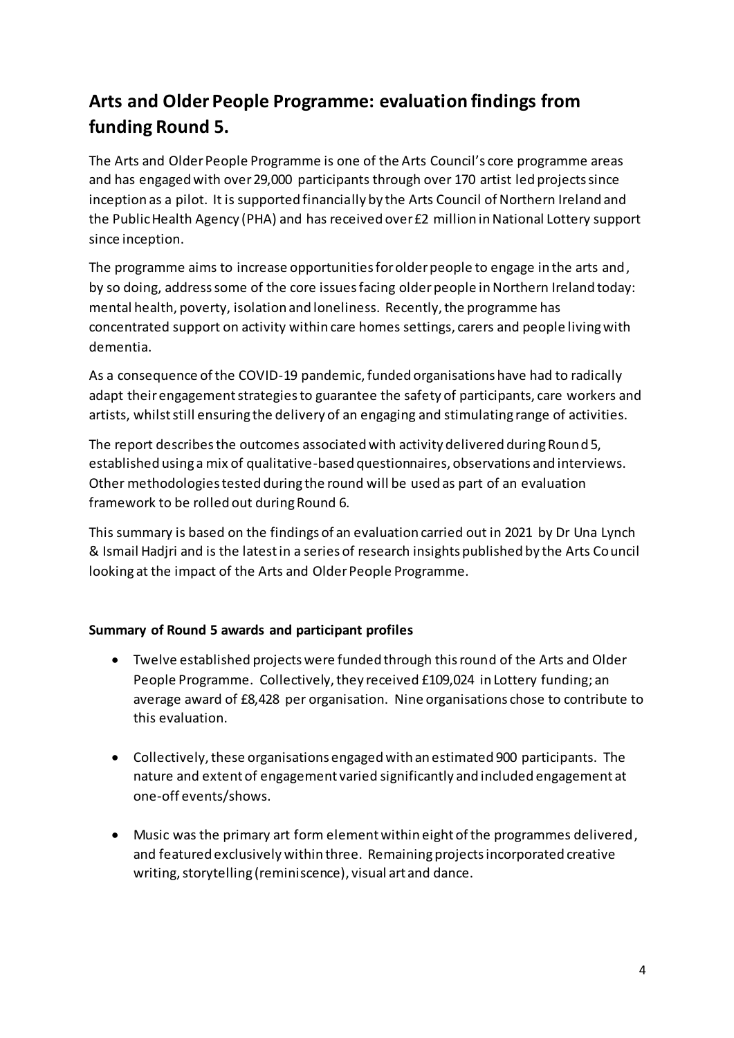# Arts and Older People Programme: evaluation findings from funding Round 5.

The Arts and Older People Programme is one of the Arts Council's core programme areas and has engaged with over 29,000 participants through over 170 artist led projects since inception as a pilot. It is supported financially by the Arts Council of Northern Ireland and the Public Health Agency (PHA) and has received over £2 million in National Lottery support since inception.

The programme aims to increase opportunities for older people to engage in the arts and, by so doing, address some of the core issues facing older people in Northern Ireland today: mental health, poverty, isolation and loneliness. Recently, the programme has concentrated support on activity within care homes settings, carers and people living with dementia.

As a consequence of the COVID-19 pandemic, funded organisations have had to radically adapt their engagement strategies to guarantee the safety of participants, care workers and artists, whilst still ensuring the delivery of an engaging and stimulating range of activities.

The report describes the outcomes associated with activity delivered during Round 5, established using a mix of qualitative-based questionnaires, observations and interviews. Other methodologies tested during the round will be used as part of an evaluation framework to be rolled out during Round 6.

This summary is based on the findings of an evaluation carried out in 2021 by Dr Una Lynch & Ismail Hadjri and is the latest in a series of research insights published by the Arts Council looking at the impact of the Arts and Older People Programme.

**Summary of Round 5 awards and participant profiles**

- Twelve established projects were funded through this round of the Arts and Older People Programme. Collectively, they received £109,024 in Lottery funding; an average award of £8,428 per organisation. Nine organisations chose to contribute to this evaluation.
- Collectively, these organisations engaged with an estimated 900 participants. The nature and extent of engagement varied significantly and included engagement at one-off events/shows.
- Music was the primary art form element within eight of the programmes delivered, and featured exclusively within three. Remaining projects incorporated creative writing, storytelling (reminiscence), visual art and dance.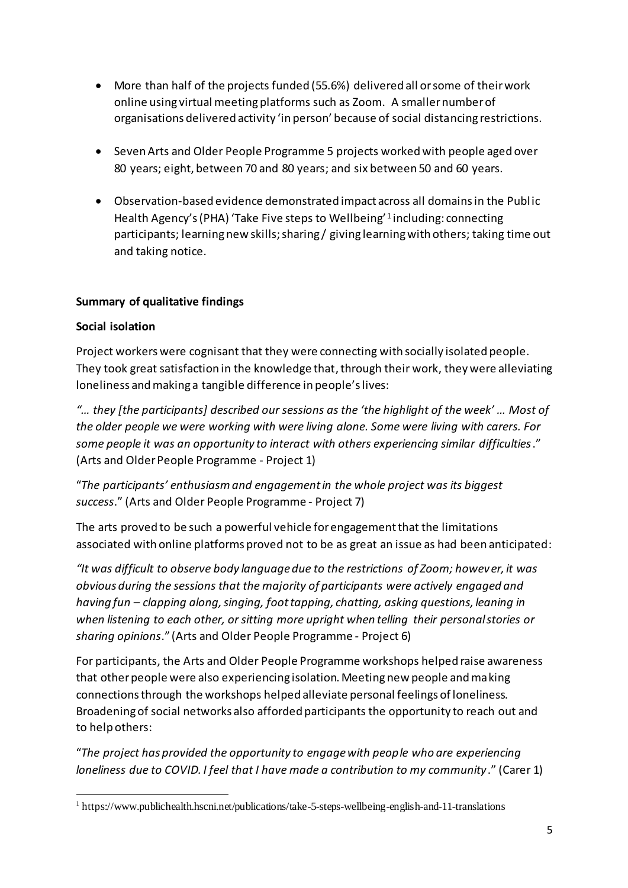- More than half of the projects funded (55.6%) delivered all or some of their work online using virtual meeting platforms such as Zoom. A smaller number of organisations delivered activity 'in person' because of social distancing restrictions.

- Seven Arts and Older People Programme 5 projects worked with people aged over 80 years; eight, between 70 and 80 years; and six between 50 and 60 years.

- Observation-based evidence demonstrated impact across all domains in the Public Health Agency's (PHA) 'Take Five steps to Wellbeing'[1] including: connecting participants; learning new skills; sharing / giving learning with others; taking time out and taking notice.

**Summary of qualitative findings**

**Social isolation**

Project workers were cognisant that they were connecting with socially isolated people. They took great satisfaction in the knowledge that, through their work, they were alleviating loneliness and making a tangible difference in people's lives:

*"… they [the participants] described our sessions as the 'highlight of the week' … Most of the older people we were working with were living alone. Some were living with carers. For some people it was an opportunity to interact with others experiencing similar difficulties*." (Arts and Older People Programme - Project 1)

"*The participants' enthusiasm and engagement in the whole project was its biggest success*." (Arts and Older People Programme - Project 7)

The arts proved to be such a powerful vehicle for engagement that the limitations associated with online platforms proved not to be as great an issue as had been anticipated:

*"It was difficult to observe body language due to the restrictions of Zoom; however, it was obvious during the sessions that the majority of participants were actively engaged and having fun – clapping along, singing, foot tapping, chatting, asking questions, leaning in when listening to each other, or sitting more upright when telling their personal stories or sharing opinions*." (Arts and Older People Programme - Project 6)

For participants, the Arts and Older People Programme workshops helped raise awareness that other people were also experiencing isolation. Meeting new people and making connections through the workshops helped alleviate personal feelings of loneliness. Broadening of social networks also afforded participants the opportunity to reach out and to help others:

"*The project has provided the opportunity to engage with people who are experiencing loneliness due to COVID. I feel that I have made a contribution to my community*." (Carer 1)

---

[1] https://www.publichealth.hscni.net/publications/take-5-steps-wellbeing-english-and-11-translations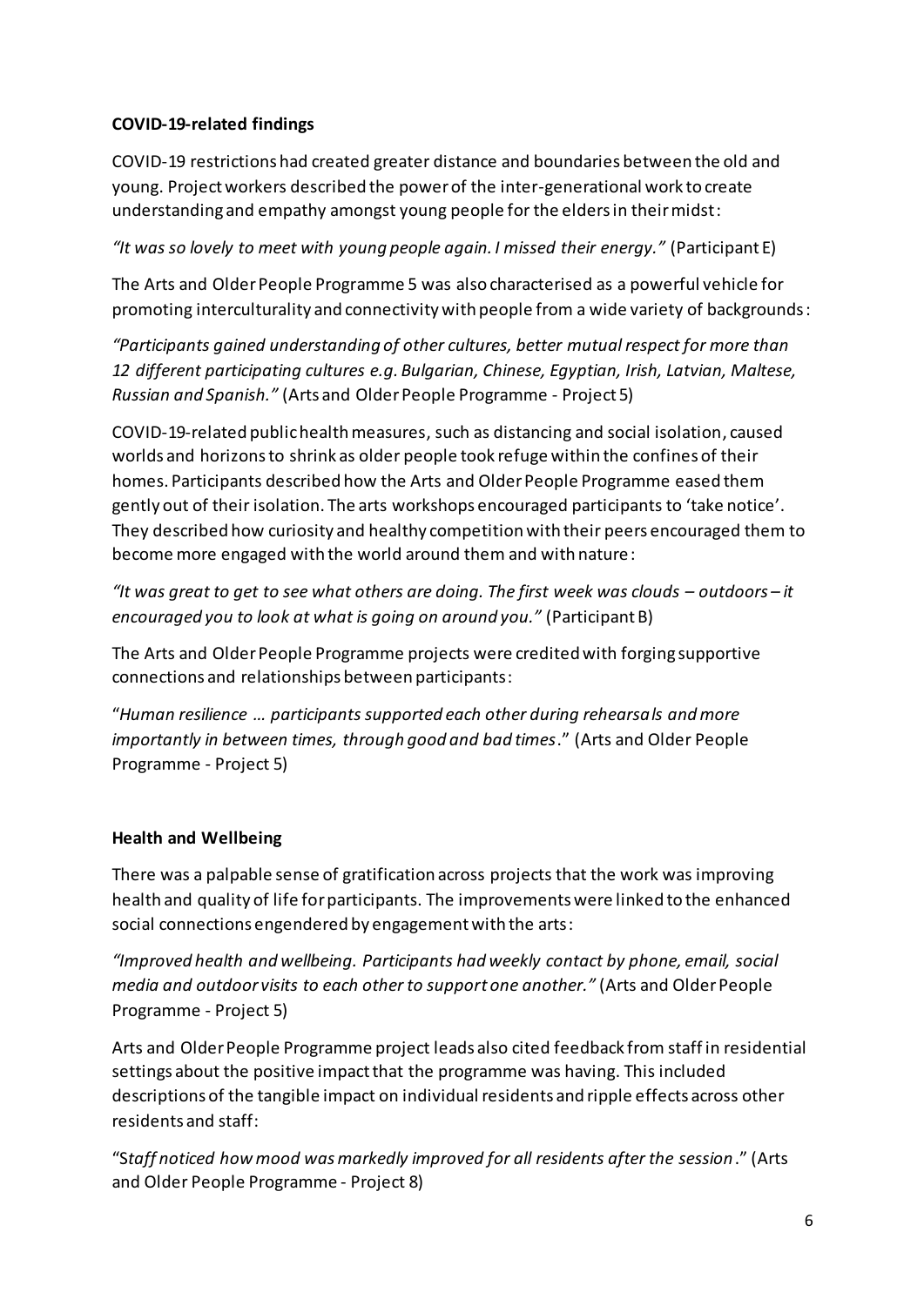**COVID-19-related findings**

COVID-19 restrictions had created greater distance and boundaries between the old and young. Project workers described the power of the inter-generational work to create understanding and empathy amongst young people for the elders in their midst:

*"It was so lovely to meet with young people again. I missed their energy."* (Participant E)

The Arts and Older People Programme 5 was also characterised as a powerful vehicle for promoting interculturality and connectivity with people from a wide variety of backgrounds:

*"Participants gained understanding of other cultures, better mutual respect for more than 12 different participating cultures e.g. Bulgarian, Chinese, Egyptian, Irish, Latvian, Maltese, Russian and Spanish."* (Arts and Older People Programme - Project 5)

COVID-19-related public health measures, such as distancing and social isolation, caused worlds and horizons to shrink as older people took refuge within the confines of their homes. Participants described how the Arts and Older People Programme eased them gently out of their isolation. The arts workshops encouraged participants to 'take notice'. They described how curiosity and healthy competition with their peers encouraged them to become more engaged with the world around them and with nature:

*"It was great to get to see what others are doing. The first week was clouds – outdoors – it encouraged you to look at what is going on around you."* (Participant B)

The Arts and Older People Programme projects were credited with forging supportive connections and relationships between participants:

"*Human resilience … participants supported each other during rehearsals and more importantly in between times, through good and bad times*." (Arts and Older People Programme - Project 5)

**Health and Wellbeing**

There was a palpable sense of gratification across projects that the work was improving health and quality of life for participants. The improvements were linked to the enhanced social connections engendered by engagement with the arts:

*"Improved health and wellbeing. Participants had weekly contact by phone, email, social media and outdoor visits to each other to support one another."* (Arts and Older People Programme - Project 5)

Arts and Older People Programme project leads also cited feedback from staff in residential settings about the positive impact that the programme was having. This included descriptions of the tangible impact on individual residents and ripple effects across other residents and staff:

"*Staff noticed how mood was markedly improved for all residents after the session*." (Arts and Older People Programme - Project 8)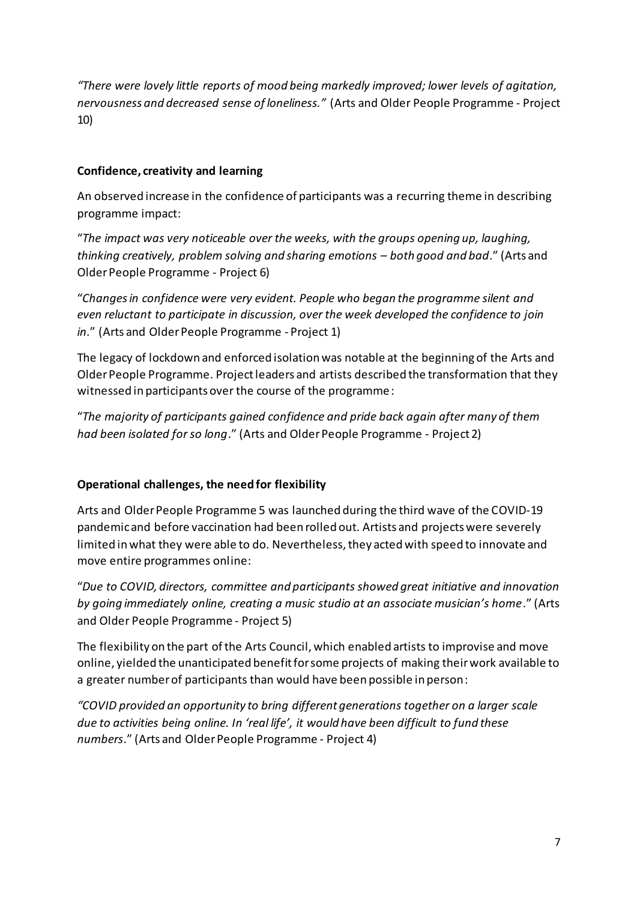*"There were lovely little reports of mood being markedly improved; lower levels of agitation, nervousness and decreased sense of loneliness."* (Arts and Older People Programme - Project 10)

**Confidence, creativity and learning**

An observed increase in the confidence of participants was a recurring theme in describing programme impact:

"*The impact was very noticeable over the weeks, with the groups opening up, laughing, thinking creatively, problem solving and sharing emotions – both good and bad*." (Arts and Older People Programme - Project 6)

"*Changes in confidence were very evident. People who began the programme silent and even reluctant to participate in discussion, over the week developed the confidence to join in*." (Arts and Older People Programme - Project 1)

The legacy of lockdown and enforced isolation was notable at the beginning of the Arts and Older People Programme. Project leaders and artists described the transformation that they witnessed in participants over the course of the programme:

"*The majority of participants gained confidence and pride back again after many of them had been isolated for so long*." (Arts and Older People Programme - Project 2)

**Operational challenges, the need for flexibility**

Arts and Older People Programme 5 was launched during the third wave of the COVID-19 pandemic and before vaccination had been rolled out. Artists and projects were severely limited in what they were able to do. Nevertheless, they acted with speed to innovate and move entire programmes online:

"*Due to COVID, directors, committee and participants showed great initiative and innovation by going immediately online, creating a music studio at an associate musician's home*." (Arts and Older People Programme - Project 5)

The flexibility on the part of the Arts Council, which enabled artists to improvise and move online, yielded the unanticipated benefit for some projects of making their work available to a greater number of participants than would have been possible in person:

*"COVID provided an opportunity to bring different generations together on a larger scale due to activities being online. In 'real life', it would have been difficult to fund these numbers*." (Arts and Older People Programme - Project 4)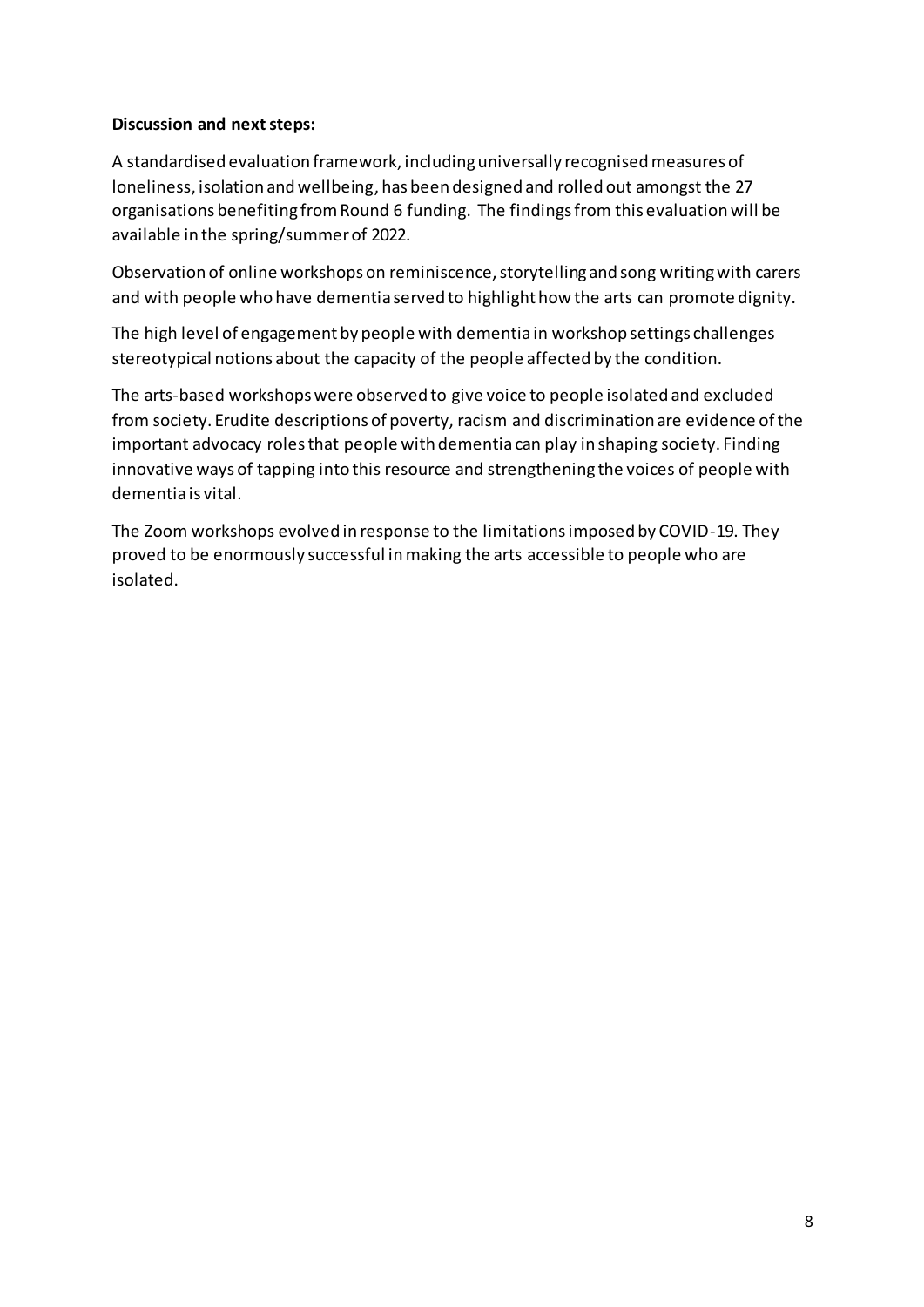**Discussion and next steps:**

A standardised evaluation framework, including universally recognised measures of loneliness, isolation and wellbeing, has been designed and rolled out amongst the 27 organisations benefiting from Round 6 funding. The findings from this evaluation will be available in the spring/summer of 2022.

Observation of online workshops on reminiscence, storytelling and song writing with carers and with people who have dementia served to highlight how the arts can promote dignity.

The high level of engagement by people with dementia in workshop settings challenges stereotypical notions about the capacity of the people affected by the condition.

The arts-based workshops were observed to give voice to people isolated and excluded from society. Erudite descriptions of poverty, racism and discrimination are evidence of the important advocacy roles that people with dementia can play in shaping society. Finding innovative ways of tapping into this resource and strengthening the voices of people with dementia is vital.

The Zoom workshops evolved in response to the limitations imposed by COVID-19. They proved to be enormously successful in making the arts accessible to people who are isolated.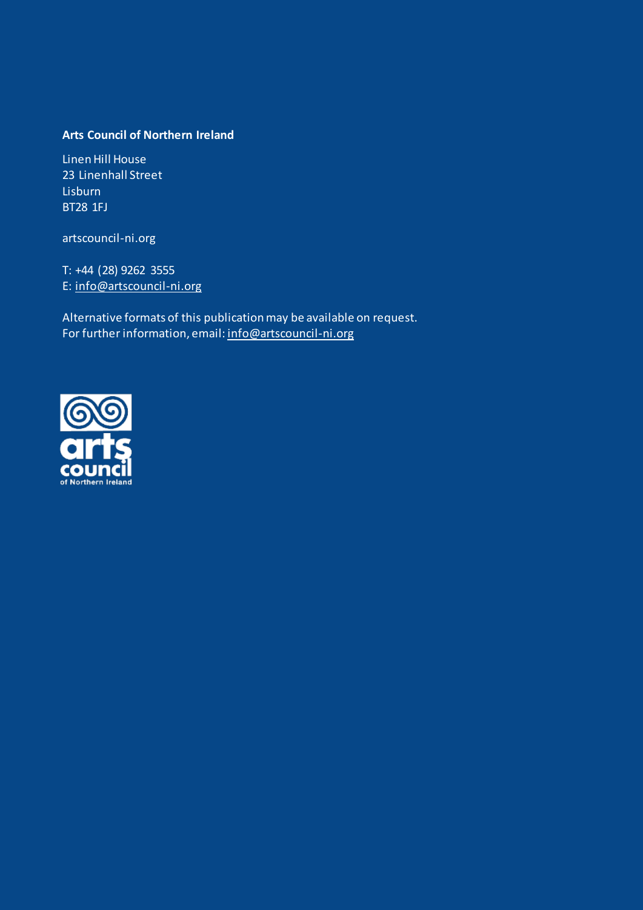**Arts Council of Northern Ireland**

Linen Hill House
23 Linenhall Street
Lisburn
BT28 1FJ

artscouncil-ni.org

T: +44 (28) 9262 3555
E: info@artscouncil-ni.org

Alternative formats of this publication may be available on request.
For further information, email: info@artscouncil-ni.org